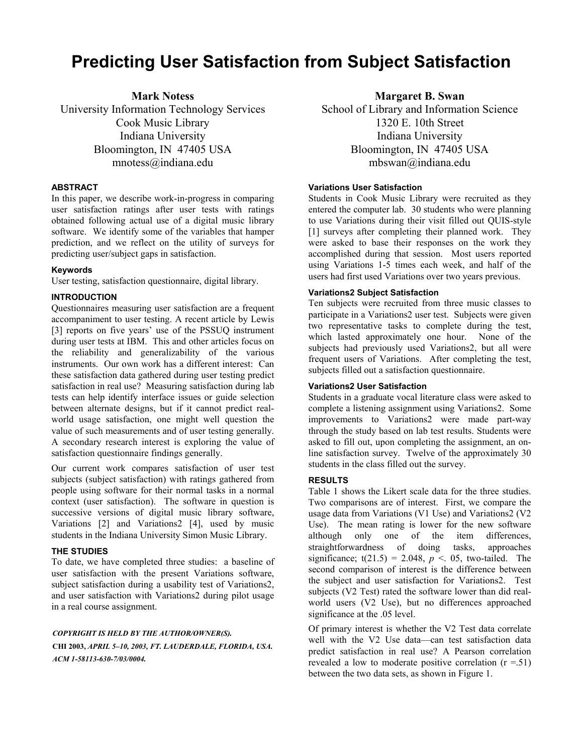# Predicting User Satisfaction from Subject Satisfaction

**Mark Notess**
University Information Technology Services
Cook Music Library
Indiana University
Bloomington, IN 47405 USA
mnotess@indiana.edu

**Margaret B. Swan**
School of Library and Information Science
1320 E. 10th Street
Indiana University
Bloomington, IN 47405 USA
mbswan@indiana.edu

## ABSTRACT

In this paper, we describe work-in-progress in comparing user satisfaction ratings after user tests with ratings obtained following actual use of a digital music library software. We identify some of the variables that hamper prediction, and we reflect on the utility of surveys for predicting user/subject gaps in satisfaction.

### Keywords

User testing, satisfaction questionnaire, digital library.

## INTRODUCTION

Questionnaires measuring user satisfaction are a frequent accompaniment to user testing. A recent article by Lewis [3] reports on five years' use of the PSSUQ instrument during user tests at IBM. This and other articles focus on the reliability and generalizability of the various instruments. Our own work has a different interest: Can these satisfaction data gathered during user testing predict satisfaction in real use? Measuring satisfaction during lab tests can help identify interface issues or guide selection between alternate designs, but if it cannot predict real-world usage satisfaction, one might well question the value of such measurements and of user testing generally. A secondary research interest is exploring the value of satisfaction questionnaire findings generally.

Our current work compares satisfaction of user test subjects (subject satisfaction) with ratings gathered from people using software for their normal tasks in a normal context (user satisfaction). The software in question is successive versions of digital music library software, Variations [2] and Variations2 [4], used by music students in the Indiana University Simon Music Library.

## THE STUDIES

To date, we have completed three studies: a baseline of user satisfaction with the present Variations software, subject satisfaction during a usability test of Variations2, and user satisfaction with Variations2 during pilot usage in a real course assignment.

*COPYRIGHT IS HELD BY THE AUTHOR/OWNER(S).*
**CHI 2003,** *APRIL 5–10, 2003, FT. LAUDERDALE, FLORIDA, USA.*
*ACM 1-58113-630-7/03/0004.*

### Variations User Satisfaction

Students in Cook Music Library were recruited as they entered the computer lab. 30 students who were planning to use Variations during their visit filled out QUIS-style [1] surveys after completing their planned work. They were asked to base their responses on the work they accomplished during that session. Most users reported using Variations 1-5 times each week, and half of the users had first used Variations over two years previous.

### Variations2 Subject Satisfaction

Ten subjects were recruited from three music classes to participate in a Variations2 user test. Subjects were given two representative tasks to complete during the test, which lasted approximately one hour. None of the subjects had previously used Variations2, but all were frequent users of Variations. After completing the test, subjects filled out a satisfaction questionnaire.

### Variations2 User Satisfaction

Students in a graduate vocal literature class were asked to complete a listening assignment using Variations2. Some improvements to Variations2 were made part-way through the study based on lab test results. Students were asked to fill out, upon completing the assignment, an on-line satisfaction survey. Twelve of the approximately 30 students in the class filled out the survey.

## RESULTS

Table 1 shows the Likert scale data for the three studies. Two comparisons are of interest. First, we compare the usage data from Variations (V1 Use) and Variations2 (V2 Use). The mean rating is lower for the new software although only one of the item differences, straightforwardness of doing tasks, approaches significance; $t(21.5) = 2.048$, $p < .05$, two-tailed. The second comparison of interest is the difference between the subject and user satisfaction for Variations2. Test subjects (V2 Test) rated the software lower than did real-world users (V2 Use), but no differences approached significance at the .05 level.

Of primary interest is whether the V2 Test data correlate well with the V2 Use data—can test satisfaction data predict satisfaction in real use? A Pearson correlation revealed a low to moderate positive correlation ($r = .51$) between the two data sets, as shown in Figure 1.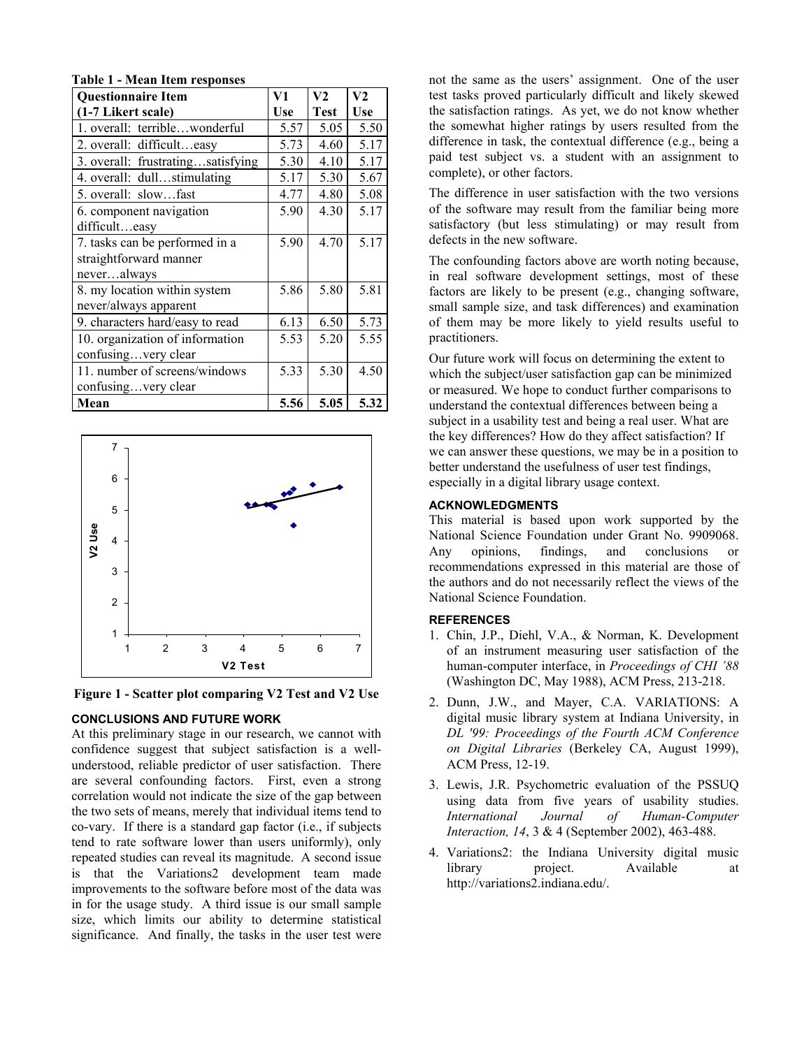**Table 1 - Mean Item responses**

| Questionnaire Item (1-7 Likert scale) | V1 Use | V2 Test | V2 Use |
|---|---|---|---|
| 1. overall: terrible…wonderful | 5.57 | 5.05 | 5.50 |
| 2. overall: difficult…easy | 5.73 | 4.60 | 5.17 |
| 3. overall: frustrating…satisfying | 5.30 | 4.10 | 5.17 |
| 4. overall: dull…stimulating | 5.17 | 5.30 | 5.67 |
| 5. overall: slow…fast | 4.77 | 4.80 | 5.08 |
| 6. component navigation difficult…easy | 5.90 | 4.30 | 5.17 |
| 7. tasks can be performed in a straightforward manner never…always | 5.90 | 4.70 | 5.17 |
| 8. my location within system never/always apparent | 5.86 | 5.80 | 5.81 |
| 9. characters hard/easy to read | 6.13 | 6.50 | 5.73 |
| 10. organization of information confusing…very clear | 5.53 | 5.20 | 5.55 |
| 11. number of screens/windows confusing…very clear | 5.33 | 5.30 | 4.50 |
| **Mean** | **5.56** | **5.05** | **5.32** |

V2 Use

7
6
5
4
3
2
1

1 2 3 4 5 6 7

V2 Test

**Figure 1 - Scatter plot comparing V2 Test and V2 Use**

## CONCLUSIONS AND FUTURE WORK

At this preliminary stage in our research, we cannot with confidence suggest that subject satisfaction is a well-understood, reliable predictor of user satisfaction. There are several confounding factors. First, even a strong correlation would not indicate the size of the gap between the two sets of means, merely that individual items tend to co-vary. If there is a standard gap factor (i.e., if subjects tend to rate software lower than users uniformly), only repeated studies can reveal its magnitude. A second issue is that the Variations2 development team made improvements to the software before most of the data was in for the usage study. A third issue is our small sample size, which limits our ability to determine statistical significance. And finally, the tasks in the user test were not the same as the users' assignment. One of the user test tasks proved particularly difficult and likely skewed the satisfaction ratings. As yet, we do not know whether the somewhat higher ratings by users resulted from the difference in task, the contextual difference (e.g., being a paid test subject vs. a student with an assignment to complete), or other factors.

The difference in user satisfaction with the two versions of the software may result from the familiar being more satisfactory (but less stimulating) or may result from defects in the new software.

The confounding factors above are worth noting because, in real software development settings, most of these factors are likely to be present (e.g., changing software, small sample size, and task differences) and examination of them may be more likely to yield results useful to practitioners.

Our future work will focus on determining the extent to which the subject/user satisfaction gap can be minimized or measured. We hope to conduct further comparisons to understand the contextual differences between being a subject in a usability test and being a real user. What are the key differences? How do they affect satisfaction? If we can answer these questions, we may be in a position to better understand the usefulness of user test findings, especially in a digital library usage context.

## ACKNOWLEDGMENTS

This material is based upon work supported by the National Science Foundation under Grant No. 9909068. Any opinions, findings, and conclusions or recommendations expressed in this material are those of the authors and do not necessarily reflect the views of the National Science Foundation.

## REFERENCES

1. Chin, J.P., Diehl, V.A., & Norman, K. Development of an instrument measuring user satisfaction of the human-computer interface, in *Proceedings of CHI '88* (Washington DC, May 1988), ACM Press, 213-218.
2. Dunn, J.W., and Mayer, C.A. VARIATIONS: A digital music library system at Indiana University, in *DL '99: Proceedings of the Fourth ACM Conference on Digital Libraries* (Berkeley CA, August 1999), ACM Press, 12-19.
3. Lewis, J.R. Psychometric evaluation of the PSSUQ using data from five years of usability studies. *International Journal of Human-Computer Interaction, 14*, 3 & 4 (September 2002), 463-488.
4. Variations2: the Indiana University digital music library project. Available at http://variations2.indiana.edu/.